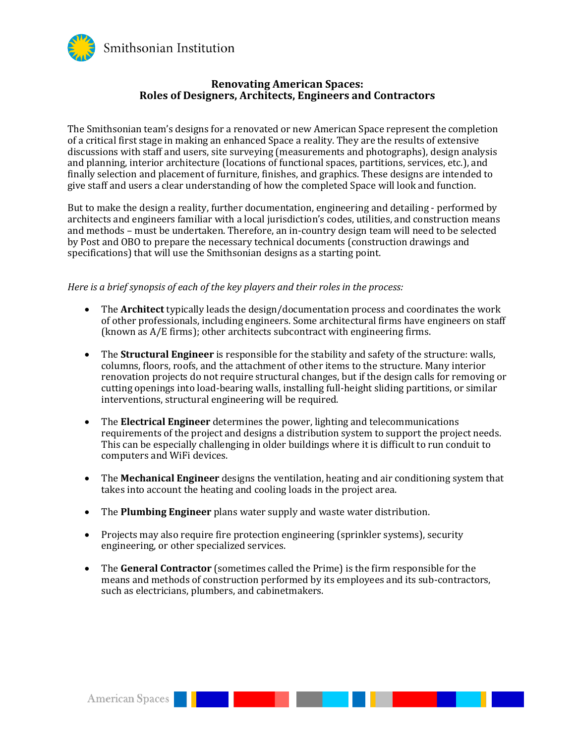Smithsonian Institution

# Renovating American Spaces: Roles of Designers, Architects, Engineers and Contractors

The Smithsonian team's designs for a renovated or new American Space represent the completion of a critical first stage in making an enhanced Space a reality. They are the results of extensive discussions with staff and users, site surveying (measurements and photographs), design analysis and planning, interior architecture (locations of functional spaces, partitions, services, etc.), and finally selection and placement of furniture, finishes, and graphics. These designs are intended to give staff and users a clear understanding of how the completed Space will look and function.

But to make the design a reality, further documentation, engineering and detailing - performed by architects and engineers familiar with a local jurisdiction's codes, utilities, and construction means and methods – must be undertaken. Therefore, an in-country design team will need to be selected by Post and OBO to prepare the necessary technical documents (construction drawings and specifications) that will use the Smithsonian designs as a starting point.

*Here is a brief synopsis of each of the key players and their roles in the process:*

- The **Architect** typically leads the design/documentation process and coordinates the work of other professionals, including engineers. Some architectural firms have engineers on staff (known as A/E firms); other architects subcontract with engineering firms.

- The **Structural Engineer** is responsible for the stability and safety of the structure: walls, columns, floors, roofs, and the attachment of other items to the structure. Many interior renovation projects do not require structural changes, but if the design calls for removing or cutting openings into load-bearing walls, installing full-height sliding partitions, or similar interventions, structural engineering will be required.

- The **Electrical Engineer** determines the power, lighting and telecommunications requirements of the project and designs a distribution system to support the project needs. This can be especially challenging in older buildings where it is difficult to run conduit to computers and WiFi devices.

- The **Mechanical Engineer** designs the ventilation, heating and air conditioning system that takes into account the heating and cooling loads in the project area.

- The **Plumbing Engineer** plans water supply and waste water distribution.

- Projects may also require fire protection engineering (sprinkler systems), security engineering, or other specialized services.

- The **General Contractor** (sometimes called the Prime) is the firm responsible for the means and methods of construction performed by its employees and its sub-contractors, such as electricians, plumbers, and cabinetmakers.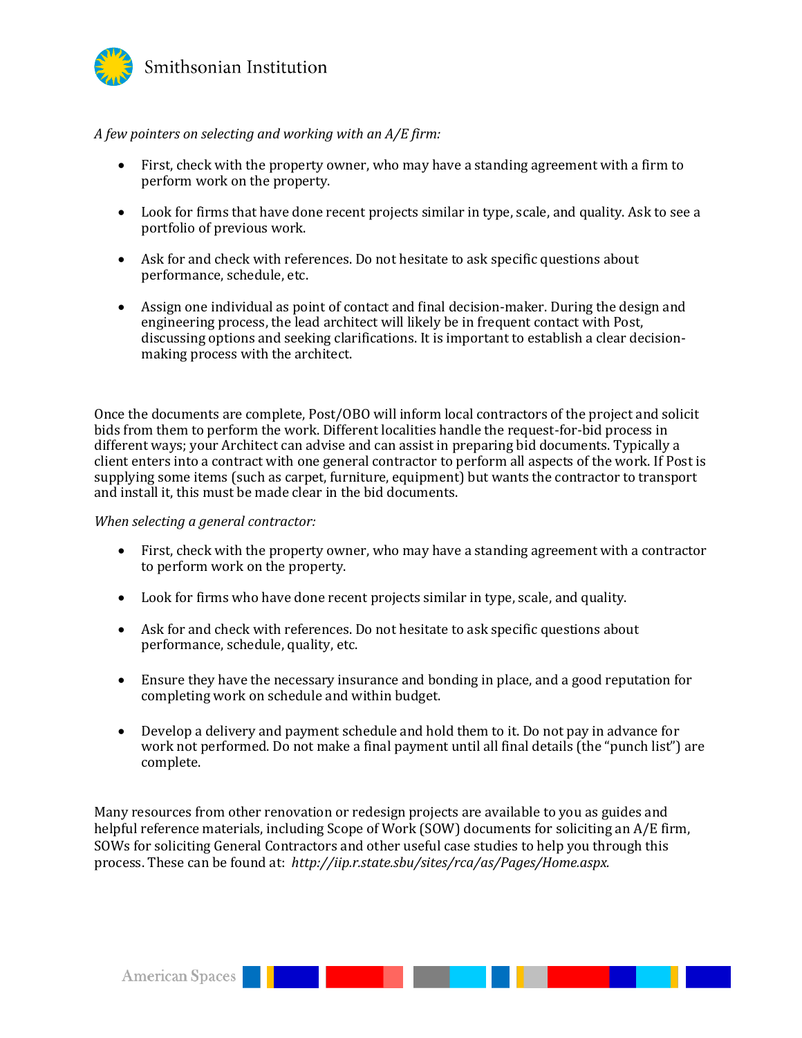*A few pointers on selecting and working with an A/E firm:*

- First, check with the property owner, who may have a standing agreement with a firm to perform work on the property.
- Look for firms that have done recent projects similar in type, scale, and quality. Ask to see a portfolio of previous work.
- Ask for and check with references. Do not hesitate to ask specific questions about performance, schedule, etc.
- Assign one individual as point of contact and final decision-maker. During the design and engineering process, the lead architect will likely be in frequent contact with Post, discussing options and seeking clarifications. It is important to establish a clear decision-making process with the architect.

Once the documents are complete, Post/OBO will inform local contractors of the project and solicit bids from them to perform the work. Different localities handle the request-for-bid process in different ways; your Architect can advise and can assist in preparing bid documents. Typically a client enters into a contract with one general contractor to perform all aspects of the work. If Post is supplying some items (such as carpet, furniture, equipment) but wants the contractor to transport and install it, this must be made clear in the bid documents.

*When selecting a general contractor:*

- First, check with the property owner, who may have a standing agreement with a contractor to perform work on the property.
- Look for firms who have done recent projects similar in type, scale, and quality.
- Ask for and check with references. Do not hesitate to ask specific questions about performance, schedule, quality, etc.
- Ensure they have the necessary insurance and bonding in place, and a good reputation for completing work on schedule and within budget.
- Develop a delivery and payment schedule and hold them to it. Do not pay in advance for work not performed. Do not make a final payment until all final details (the "punch list") are complete.

Many resources from other renovation or redesign projects are available to you as guides and helpful reference materials, including Scope of Work (SOW) documents for soliciting an A/E firm, SOWs for soliciting General Contractors and other useful case studies to help you through this process. These can be found at: *http://iip.r.state.sbu/sites/rca/as/Pages/Home.aspx.*